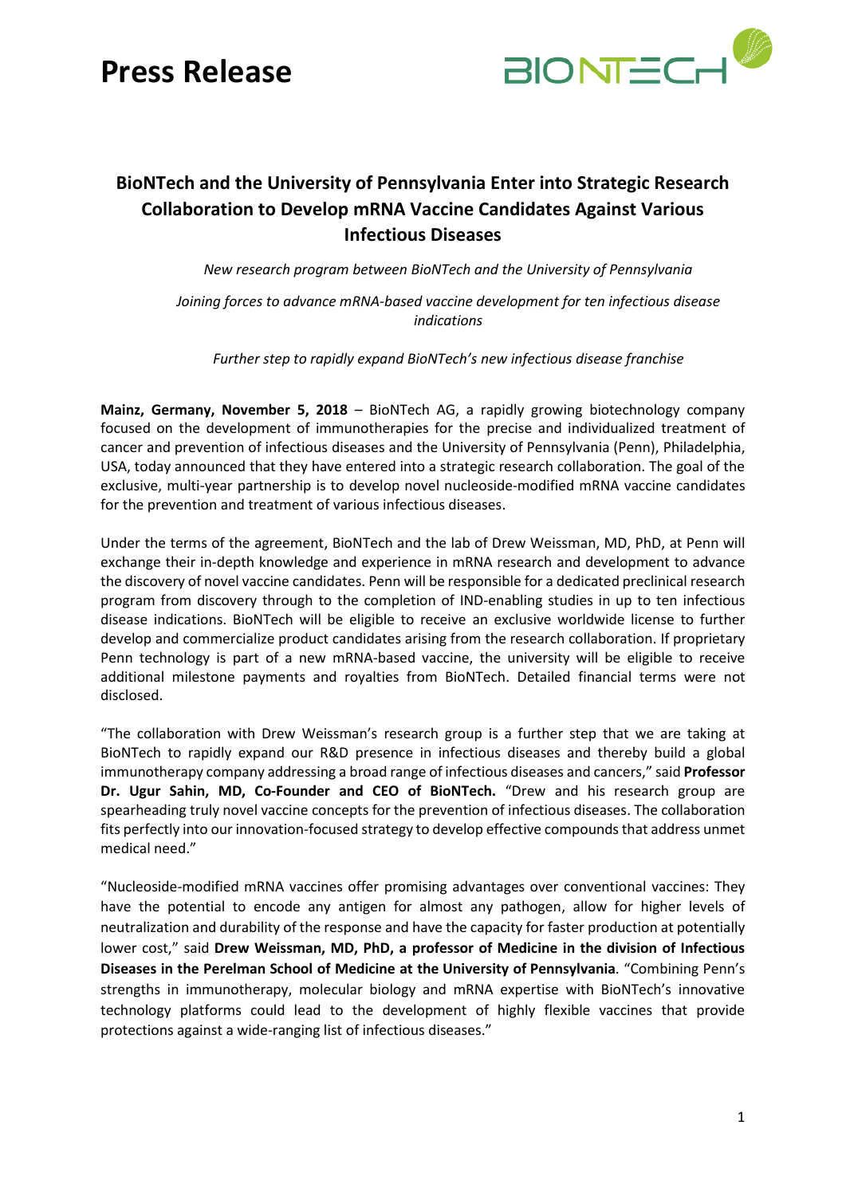# Press Release

## BioNTech and the University of Pennsylvania Enter into Strategic Research Collaboration to Develop mRNA Vaccine Candidates Against Various Infectious Diseases

*New research program between BioNTech and the University of Pennsylvania*

*Joining forces to advance mRNA-based vaccine development for ten infectious disease indications*

*Further step to rapidly expand BioNTech's new infectious disease franchise*

**Mainz, Germany, November 5, 2018** – BioNTech AG, a rapidly growing biotechnology company focused on the development of immunotherapies for the precise and individualized treatment of cancer and prevention of infectious diseases and the University of Pennsylvania (Penn), Philadelphia, USA, today announced that they have entered into a strategic research collaboration. The goal of the exclusive, multi-year partnership is to develop novel nucleoside-modified mRNA vaccine candidates for the prevention and treatment of various infectious diseases.

Under the terms of the agreement, BioNTech and the lab of Drew Weissman, MD, PhD, at Penn will exchange their in-depth knowledge and experience in mRNA research and development to advance the discovery of novel vaccine candidates. Penn will be responsible for a dedicated preclinical research program from discovery through to the completion of IND-enabling studies in up to ten infectious disease indications. BioNTech will be eligible to receive an exclusive worldwide license to further develop and commercialize product candidates arising from the research collaboration. If proprietary Penn technology is part of a new mRNA-based vaccine, the university will be eligible to receive additional milestone payments and royalties from BioNTech. Detailed financial terms were not disclosed.

"The collaboration with Drew Weissman's research group is a further step that we are taking at BioNTech to rapidly expand our R&D presence in infectious diseases and thereby build a global immunotherapy company addressing a broad range of infectious diseases and cancers," said **Professor Dr. Ugur Sahin, MD, Co-Founder and CEO of BioNTech.** "Drew and his research group are spearheading truly novel vaccine concepts for the prevention of infectious diseases. The collaboration fits perfectly into our innovation-focused strategy to develop effective compounds that address unmet medical need."

"Nucleoside-modified mRNA vaccines offer promising advantages over conventional vaccines: They have the potential to encode any antigen for almost any pathogen, allow for higher levels of neutralization and durability of the response and have the capacity for faster production at potentially lower cost," said **Drew Weissman, MD, PhD, a professor of Medicine in the division of Infectious Diseases in the Perelman School of Medicine at the University of Pennsylvania**. "Combining Penn's strengths in immunotherapy, molecular biology and mRNA expertise with BioNTech's innovative technology platforms could lead to the development of highly flexible vaccines that provide protections against a wide-ranging list of infectious diseases."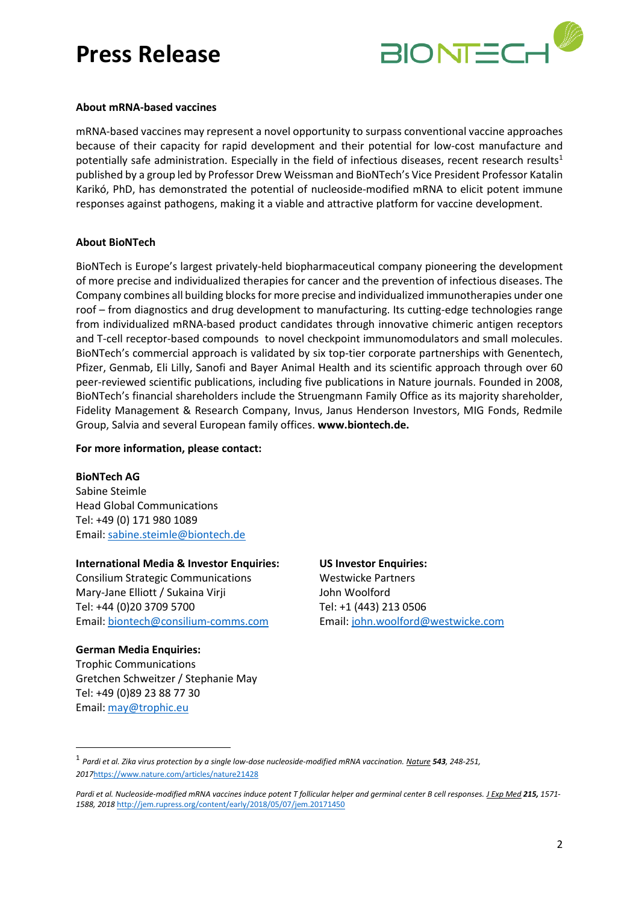**About mRNA-based vaccines**

mRNA-based vaccines may represent a novel opportunity to surpass conventional vaccine approaches because of their capacity for rapid development and their potential for low-cost manufacture and potentially safe administration. Especially in the field of infectious diseases, recent research results[1] published by a group led by Professor Drew Weissman and BioNTech's Vice President Professor Katalin Karikó, PhD, has demonstrated the potential of nucleoside-modified mRNA to elicit potent immune responses against pathogens, making it a viable and attractive platform for vaccine development.

**About BioNTech**

BioNTech is Europe's largest privately-held biopharmaceutical company pioneering the development of more precise and individualized therapies for cancer and the prevention of infectious diseases. The Company combines all building blocks for more precise and individualized immunotherapies under one roof – from diagnostics and drug development to manufacturing. Its cutting-edge technologies range from individualized mRNA-based product candidates through innovative chimeric antigen receptors and T-cell receptor-based compounds to novel checkpoint immunomodulators and small molecules. BioNTech's commercial approach is validated by six top-tier corporate partnerships with Genentech, Pfizer, Genmab, Eli Lilly, Sanofi and Bayer Animal Health and its scientific approach through over 60 peer-reviewed scientific publications, including five publications in Nature journals. Founded in 2008, BioNTech's financial shareholders include the Struengmann Family Office as its majority shareholder, Fidelity Management & Research Company, Invus, Janus Henderson Investors, MIG Fonds, Redmile Group, Salvia and several European family offices. **www.biontech.de.**

**For more information, please contact:**

**BioNTech AG**
Sabine Steimle
Head Global Communications
Tel: +49 (0) 171 980 1089
Email: sabine.steimle@biontech.de

**International Media & Investor Enquiries:**
Consilium Strategic Communications
Mary-Jane Elliott / Sukaina Virji
Tel: +44 (0)20 3709 5700
Email: biontech@consilium-comms.com

**US Investor Enquiries:**
Westwicke Partners
John Woolford
Tel: +1 (443) 213 0506
Email: john.woolford@westwicke.com

**German Media Enquiries:**
Trophic Communications
Gretchen Schweitzer / Stephanie May
Tel: +49 (0)89 23 88 77 30
Email: may@trophic.eu

---

[1] *Pardi et al. Zika virus protection by a single low-dose nucleoside-modified mRNA vaccination. Nature **543**, 248-251, 2017*https://www.nature.com/articles/nature21428

*Pardi et al. Nucleoside-modified mRNA vaccines induce potent T follicular helper and germinal center B cell responses. J Exp Med **215,** 1571-1588, 2018* http://jem.rupress.org/content/early/2018/05/07/jem.20171450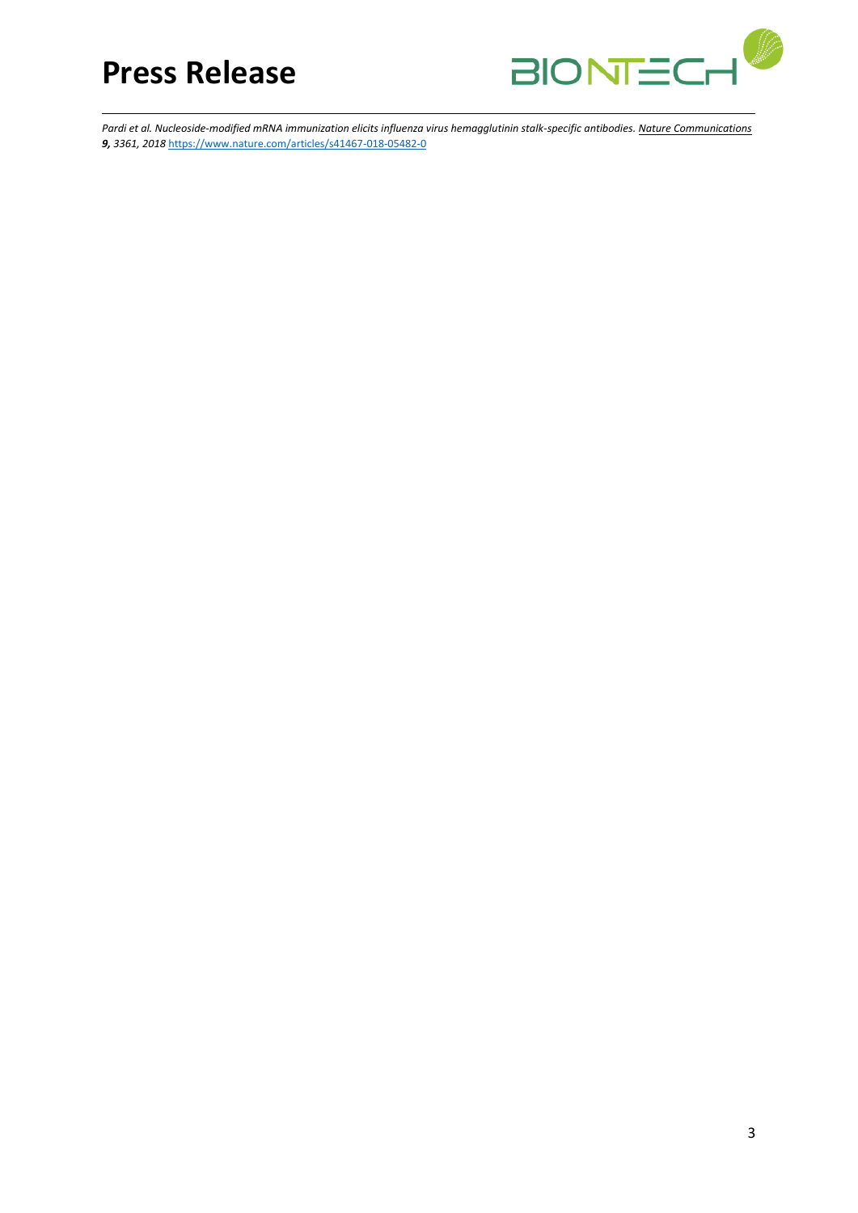*Pardi et al. Nucleoside-modified mRNA immunization elicits influenza virus hemagglutinin stalk-specific antibodies. Nature Communications **9,** 3361, 2018* https://www.nature.com/articles/s41467-018-05482-0